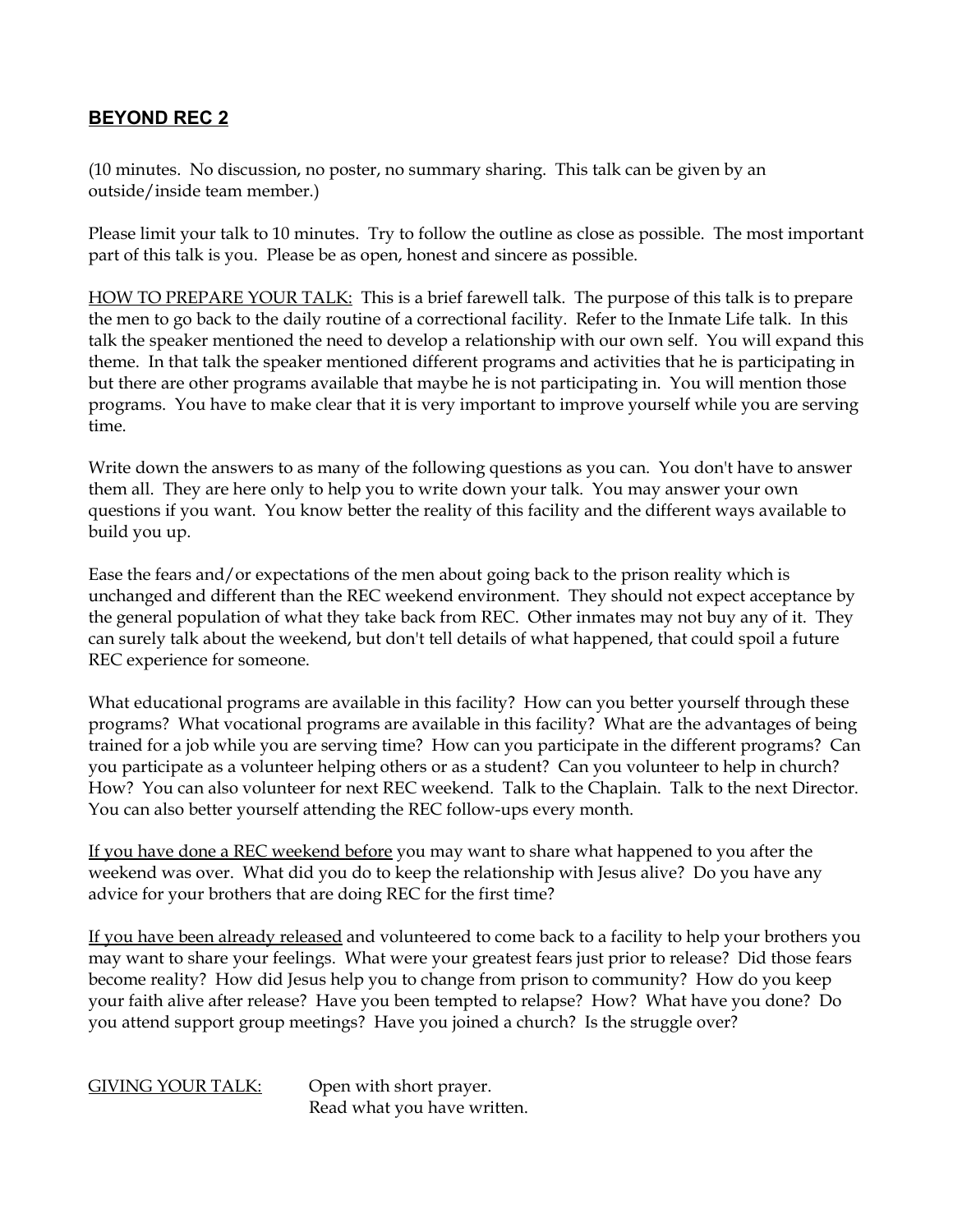## BEYOND REC 2

(10 minutes. No discussion, no poster, no summary sharing. This talk can be given by an outside/inside team member.)

Please limit your talk to 10 minutes. Try to follow the outline as close as possible. The most important part of this talk is you. Please be as open, honest and sincere as possible.

HOW TO PREPARE YOUR TALK: This is a brief farewell talk. The purpose of this talk is to prepare the men to go back to the daily routine of a correctional facility. Refer to the Inmate Life talk. In this talk the speaker mentioned the need to develop a relationship with our own self. You will expand this theme. In that talk the speaker mentioned different programs and activities that he is participating in but there are other programs available that maybe he is not participating in. You will mention those programs. You have to make clear that it is very important to improve yourself while you are serving time.

Write down the answers to as many of the following questions as you can. You don't have to answer them all. They are here only to help you to write down your talk. You may answer your own questions if you want. You know better the reality of this facility and the different ways available to build you up.

Ease the fears and/or expectations of the men about going back to the prison reality which is unchanged and different than the REC weekend environment. They should not expect acceptance by the general population of what they take back from REC. Other inmates may not buy any of it. They can surely talk about the weekend, but don't tell details of what happened, that could spoil a future REC experience for someone.

What educational programs are available in this facility? How can you better yourself through these programs? What vocational programs are available in this facility? What are the advantages of being trained for a job while you are serving time? How can you participate in the different programs? Can you participate as a volunteer helping others or as a student? Can you volunteer to help in church? How? You can also volunteer for next REC weekend. Talk to the Chaplain. Talk to the next Director. You can also better yourself attending the REC follow-ups every month.

If you have done a REC weekend before you may want to share what happened to you after the weekend was over. What did you do to keep the relationship with Jesus alive? Do you have any advice for your brothers that are doing REC for the first time?

If you have been already released and volunteered to come back to a facility to help your brothers you may want to share your feelings. What were your greatest fears just prior to release? Did those fears become reality? How did Jesus help you to change from prison to community? How do you keep your faith alive after release? Have you been tempted to relapse? How? What have you done? Do you attend support group meetings? Have you joined a church? Is the struggle over?

GIVING YOUR TALK: Open with short prayer.
Read what you have written.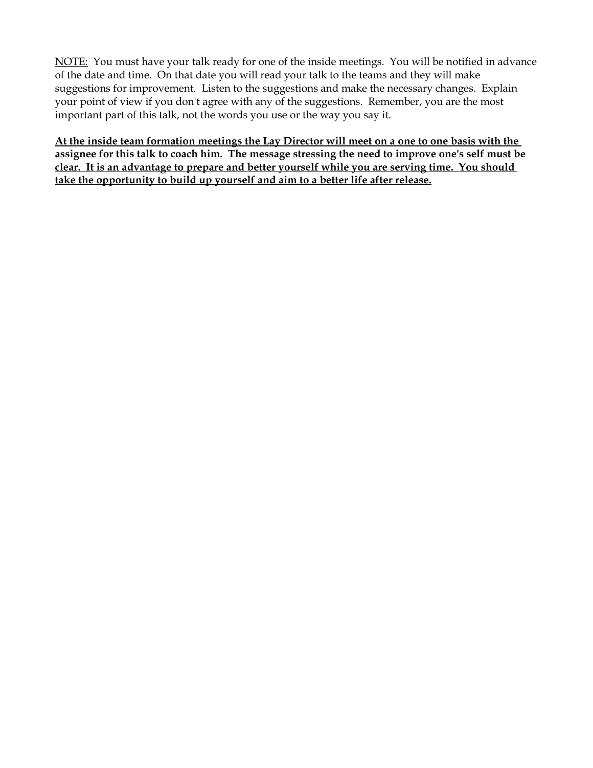NOTE: You must have your talk ready for one of the inside meetings. You will be notified in advance of the date and time. On that date you will read your talk to the teams and they will make suggestions for improvement. Listen to the suggestions and make the necessary changes. Explain your point of view if you don't agree with any of the suggestions. Remember, you are the most important part of this talk, not the words you use or the way you say it.

**At the inside team formation meetings the Lay Director will meet on a one to one basis with the assignee for this talk to coach him. The message stressing the need to improve one's self must be clear. It is an advantage to prepare and better yourself while you are serving time. You should take the opportunity to build up yourself and aim to a better life after release.**